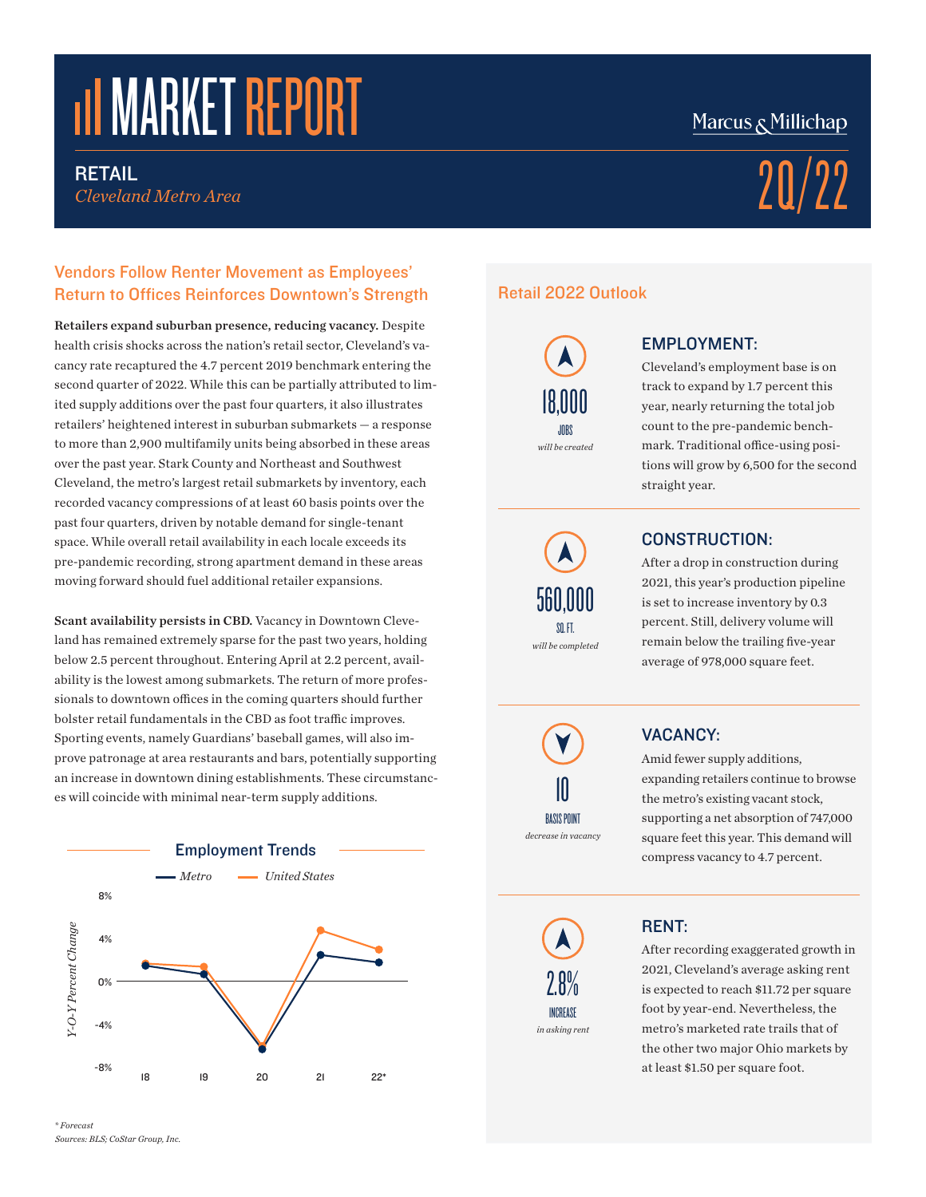# MARKET REPORT

Marcus & Millichap

**RETAIL**
*Cleveland Metro Area*

2Q/22

## Vendors Follow Renter Movement as Employees' Return to Offices Reinforces Downtown's Strength

**Retailers expand suburban presence, reducing vacancy.** Despite health crisis shocks across the nation's retail sector, Cleveland's vacancy rate recaptured the 4.7 percent 2019 benchmark entering the second quarter of 2022. While this can be partially attributed to limited supply additions over the past four quarters, it also illustrates retailers' heightened interest in suburban submarkets — a response to more than 2,900 multifamily units being absorbed in these areas over the past year. Stark County and Northeast and Southwest Cleveland, the metro's largest retail submarkets by inventory, each recorded vacancy compressions of at least 60 basis points over the past four quarters, driven by notable demand for single-tenant space. While overall retail availability in each locale exceeds its pre-pandemic recording, strong apartment demand in these areas moving forward should fuel additional retailer expansions.

**Scant availability persists in CBD.** Vacancy in Downtown Cleveland has remained extremely sparse for the past two years, holding below 2.5 percent throughout. Entering April at 2.2 percent, availability is the lowest among submarkets. The return of more professionals to downtown offices in the coming quarters should further bolster retail fundamentals in the CBD as foot traffic improves. Sporting events, namely Guardians' baseball games, will also improve patronage at area restaurants and bars, potentially supporting an increase in downtown dining establishments. These circumstances will coincide with minimal near-term supply additions.

### Employment Trends

| Year | Metro (Y-O-Y Percent Change) | United States (Y-O-Y Percent Change) |
|---|---|---|
| 18 | ~1.5% | ~1.7% |
| 19 | ~0.7% | ~1.4% |
| 20 | ~-6.3% | ~-6.0% |
| 21 | ~2.5% | ~4.8% |
| 22* | ~1.8% | ~3.0% |

*\* Forecast*
*Sources: BLS; CoStar Group, Inc.*

## Retail 2022 Outlook

**18,000** JOBS *will be created*

### EMPLOYMENT:

Cleveland's employment base is on track to expand by 1.7 percent this year, nearly returning the total job count to the pre-pandemic benchmark. Traditional office-using positions will grow by 6,500 for the second straight year.

**560,000** SQ. FT. *will be completed*

### CONSTRUCTION:

After a drop in construction during 2021, this year's production pipeline is set to increase inventory by 0.3 percent. Still, delivery volume will remain below the trailing five-year average of 978,000 square feet.

**10** BASIS POINT *decrease in vacancy*

### VACANCY:

Amid fewer supply additions, expanding retailers continue to browse the metro's existing vacant stock, supporting a net absorption of 747,000 square feet this year. This demand will compress vacancy to 4.7 percent.

**2.8%** INCREASE *in asking rent*

### RENT:

After recording exaggerated growth in 2021, Cleveland's average asking rent is expected to reach $11.72 per square foot by year-end. Nevertheless, the metro's marketed rate trails that of the other two major Ohio markets by at least $1.50 per square foot.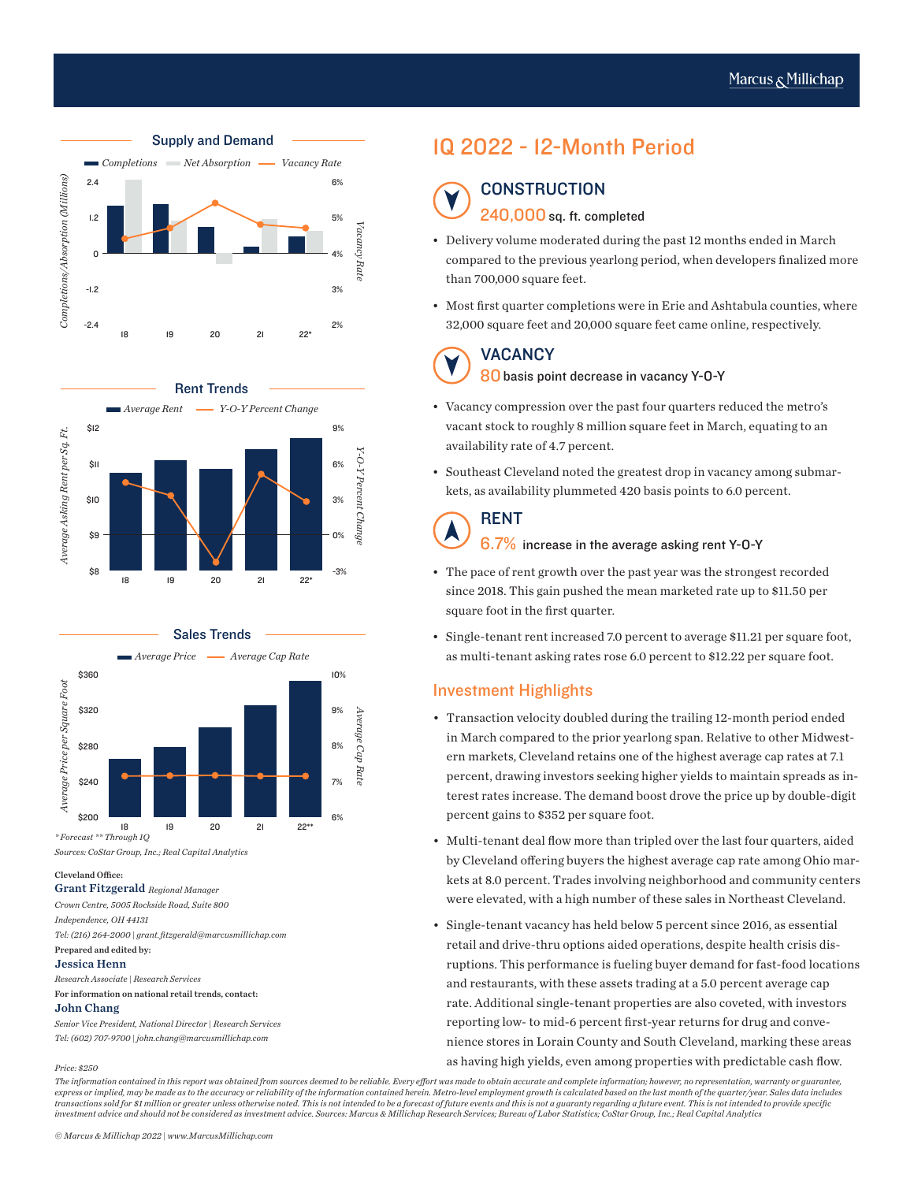## Supply and Demand

Completions | Net Absorption | Vacancy Rate

Completions/Absorption (Millions)

2.4
1.2
0
-1.2
-2.4

6%
5%
4%
3%
2%

Vacancy Rate

18 19 20 21 22*

## Rent Trends

Average Rent | Y-O-Y Percent Change

Average Asking Rent per Sq. Ft.

$12
$11
$10
$9
$8

9%
6%
3%
0%
-3%

Y-O-Y Percent Change

18 19 20 21 22*

## Sales Trends

Average Price | Average Cap Rate

Average Price per Square Foot

$360
$320
$280
$240
$200

10%
9%
8%
7%
6%

Average Cap Rate

18 19 20 21 22**

*\* Forecast \*\* Through 1Q*

*Sources: CoStar Group, Inc.; Real Capital Analytics*

**Cleveland Office:**

**Grant Fitzgerald** *Regional Manager*

*Crown Centre, 5005 Rockside Road, Suite 800*

*Independence, OH 44131*

*Tel: (216) 264-2000 | grant.fitzgerald@marcusmillichap.com*

**Prepared and edited by:**

**Jessica Henn**

*Research Associate | Research Services*

**For information on national retail trends, contact:**

**John Chang**

*Senior Vice President, National Director | Research Services*

*Tel: (602) 707-9700 | john.chang@marcusmillichap.com*

# 1Q 2022 - 12-Month Period

## CONSTRUCTION

**240,000 sq. ft. completed**

- Delivery volume moderated during the past 12 months ended in March compared to the previous yearlong period, when developers finalized more than 700,000 square feet.
- Most first quarter completions were in Erie and Ashtabula counties, where 32,000 square feet and 20,000 square feet came online, respectively.

## VACANCY

**80 basis point decrease in vacancy Y-O-Y**

- Vacancy compression over the past four quarters reduced the metro's vacant stock to roughly 8 million square feet in March, equating to an availability rate of 4.7 percent.
- Southeast Cleveland noted the greatest drop in vacancy among submarkets, as availability plummeted 420 basis points to 6.0 percent.

## RENT

**6.7% increase in the average asking rent Y-O-Y**

- The pace of rent growth over the past year was the strongest recorded since 2018. This gain pushed the mean marketed rate up to $11.50 per square foot in the first quarter.
- Single-tenant rent increased 7.0 percent to average $11.21 per square foot, as multi-tenant asking rates rose 6.0 percent to $12.22 per square foot.

## Investment Highlights

- Transaction velocity doubled during the trailing 12-month period ended in March compared to the prior yearlong span. Relative to other Midwestern markets, Cleveland retains one of the highest average cap rates at 7.1 percent, drawing investors seeking higher yields to maintain spreads as interest rates increase. The demand boost drove the price up by double-digit percent gains to $352 per square foot.
- Multi-tenant deal flow more than tripled over the last four quarters, aided by Cleveland offering buyers the highest average cap rate among Ohio markets at 8.0 percent. Trades involving neighborhood and community centers were elevated, with a high number of these sales in Northeast Cleveland.
- Single-tenant vacancy has held below 5 percent since 2016, as essential retail and drive-thru options aided operations, despite health crisis disruptions. This performance is fueling buyer demand for fast-food locations and restaurants, with these assets trading at a 5.0 percent average cap rate. Additional single-tenant properties are also coveted, with investors reporting low- to mid-6 percent first-year returns for drug and convenience stores in Lorain County and South Cleveland, marking these areas as having high yields, even among properties with predictable cash flow.

*Price: $250*

*The information contained in this report was obtained from sources deemed to be reliable. Every effort was made to obtain accurate and complete information; however, no representation, warranty or guarantee, express or implied, may be made as to the accuracy or reliability of the information contained herein. Metro-level employment growth is calculated based on the last month of the quarter/year. Sales data includes transactions sold for $1 million or greater unless otherwise noted. This is not intended to be a forecast of future events and this is not a guaranty regarding a future event. This is not intended to provide specific investment advice and should not be considered as investment advice. Sources: Marcus & Millichap Research Services; Bureau of Labor Statistics; CoStar Group, Inc.; Real Capital Analytics*

*© Marcus & Millichap 2022 | www.MarcusMillichap.com*